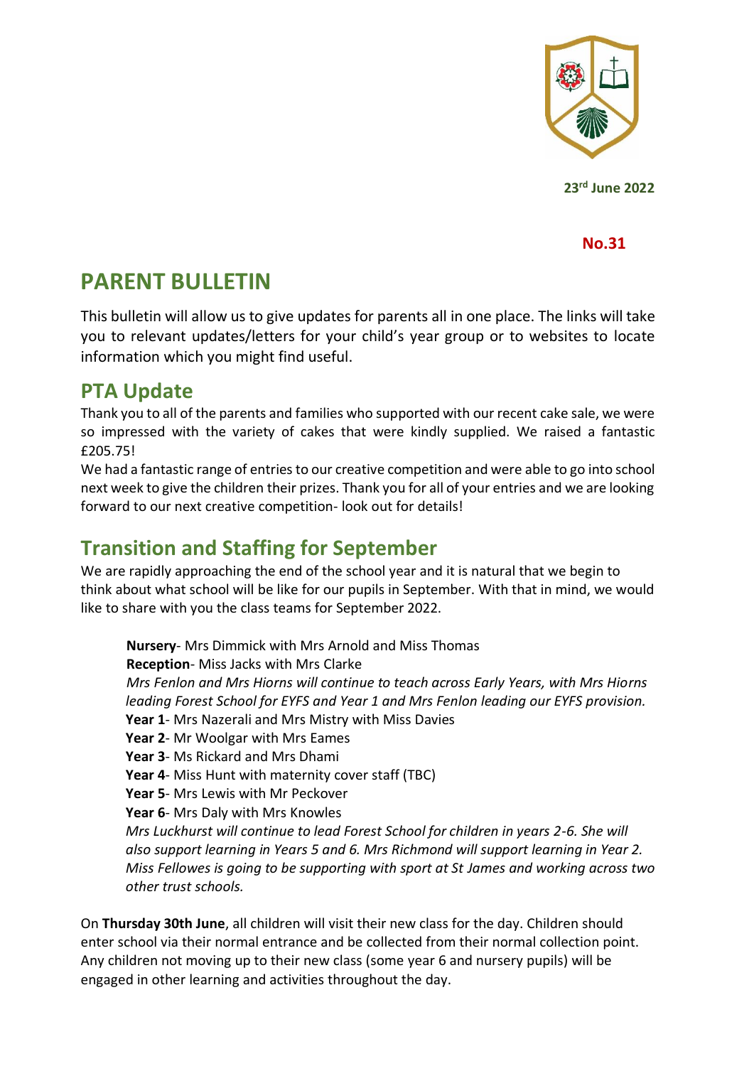23rd June 2022

**No.31**

# PARENT BULLETIN

This bulletin will allow us to give updates for parents all in one place. The links will take you to relevant updates/letters for your child's year group or to websites to locate information which you might find useful.

## PTA Update

Thank you to all of the parents and families who supported with our recent cake sale, we were so impressed with the variety of cakes that were kindly supplied. We raised a fantastic £205.75!

We had a fantastic range of entries to our creative competition and were able to go into school next week to give the children their prizes. Thank you for all of your entries and we are looking forward to our next creative competition- look out for details!

## Transition and Staffing for September

We are rapidly approaching the end of the school year and it is natural that we begin to think about what school will be like for our pupils in September. With that in mind, we would like to share with you the class teams for September 2022.

**Nursery**- Mrs Dimmick with Mrs Arnold and Miss Thomas
**Reception**- Miss Jacks with Mrs Clarke
*Mrs Fenlon and Mrs Hiorns will continue to teach across Early Years, with Mrs Hiorns leading Forest School for EYFS and Year 1 and Mrs Fenlon leading our EYFS provision.*
**Year 1**- Mrs Nazerali and Mrs Mistry with Miss Davies
**Year 2**- Mr Woolgar with Mrs Eames
**Year 3**- Ms Rickard and Mrs Dhami
**Year 4**- Miss Hunt with maternity cover staff (TBC)
**Year 5**- Mrs Lewis with Mr Peckover
**Year 6**- Mrs Daly with Mrs Knowles
*Mrs Luckhurst will continue to lead Forest School for children in years 2-6. She will also support learning in Years 5 and 6. Mrs Richmond will support learning in Year 2. Miss Fellowes is going to be supporting with sport at St James and working across two other trust schools.*

On **Thursday 30th June**, all children will visit their new class for the day. Children should enter school via their normal entrance and be collected from their normal collection point. Any children not moving up to their new class (some year 6 and nursery pupils) will be engaged in other learning and activities throughout the day.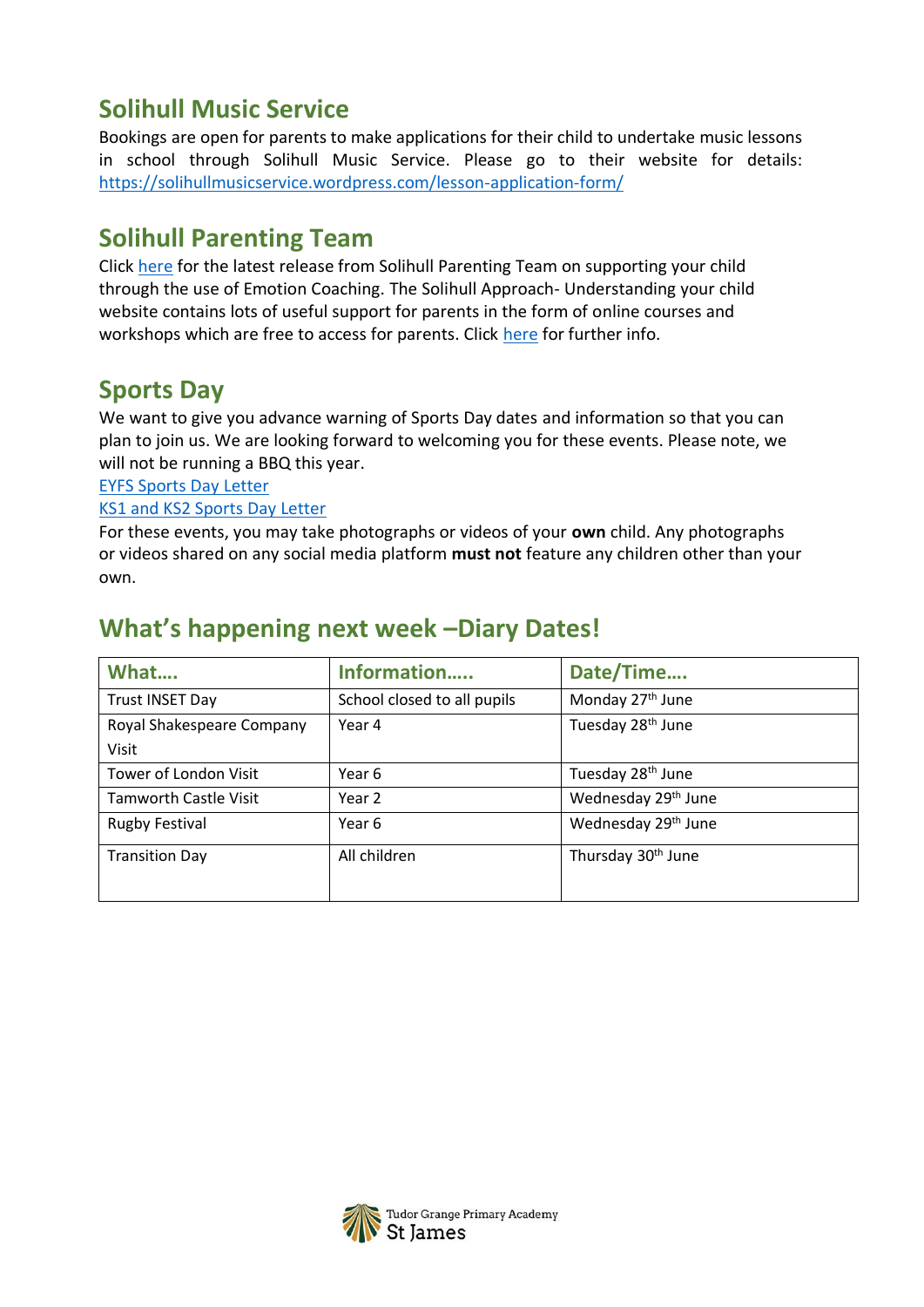## Solihull Music Service

Bookings are open for parents to make applications for their child to undertake music lessons in school through Solihull Music Service. Please go to their website for details: https://solihullmusicservice.wordpress.com/lesson-application-form/

## Solihull Parenting Team

Click here for the latest release from Solihull Parenting Team on supporting your child through the use of Emotion Coaching. The Solihull Approach- Understanding your child website contains lots of useful support for parents in the form of online courses and workshops which are free to access for parents. Click here for further info.

## Sports Day

We want to give you advance warning of Sports Day dates and information so that you can plan to join us. We are looking forward to welcoming you for these events. Please note, we will not be running a BBQ this year.

EYFS Sports Day Letter

KS1 and KS2 Sports Day Letter

For these events, you may take photographs or videos of your **own** child. Any photographs or videos shared on any social media platform **must not** feature any children other than your own.

## What's happening next week –Diary Dates!

| What…. | Information….. | Date/Time…. |
|---|---|---|
| Trust INSET Day | School closed to all pupils | Monday 27th June |
| Royal Shakespeare Company Visit | Year 4 | Tuesday 28th June |
| Tower of London Visit | Year 6 | Tuesday 28th June |
| Tamworth Castle Visit | Year 2 | Wednesday 29th June |
| Rugby Festival | Year 6 | Wednesday 29th June |
| Transition Day | All children | Thursday 30th June |

Tudor Grange Primary Academy St James